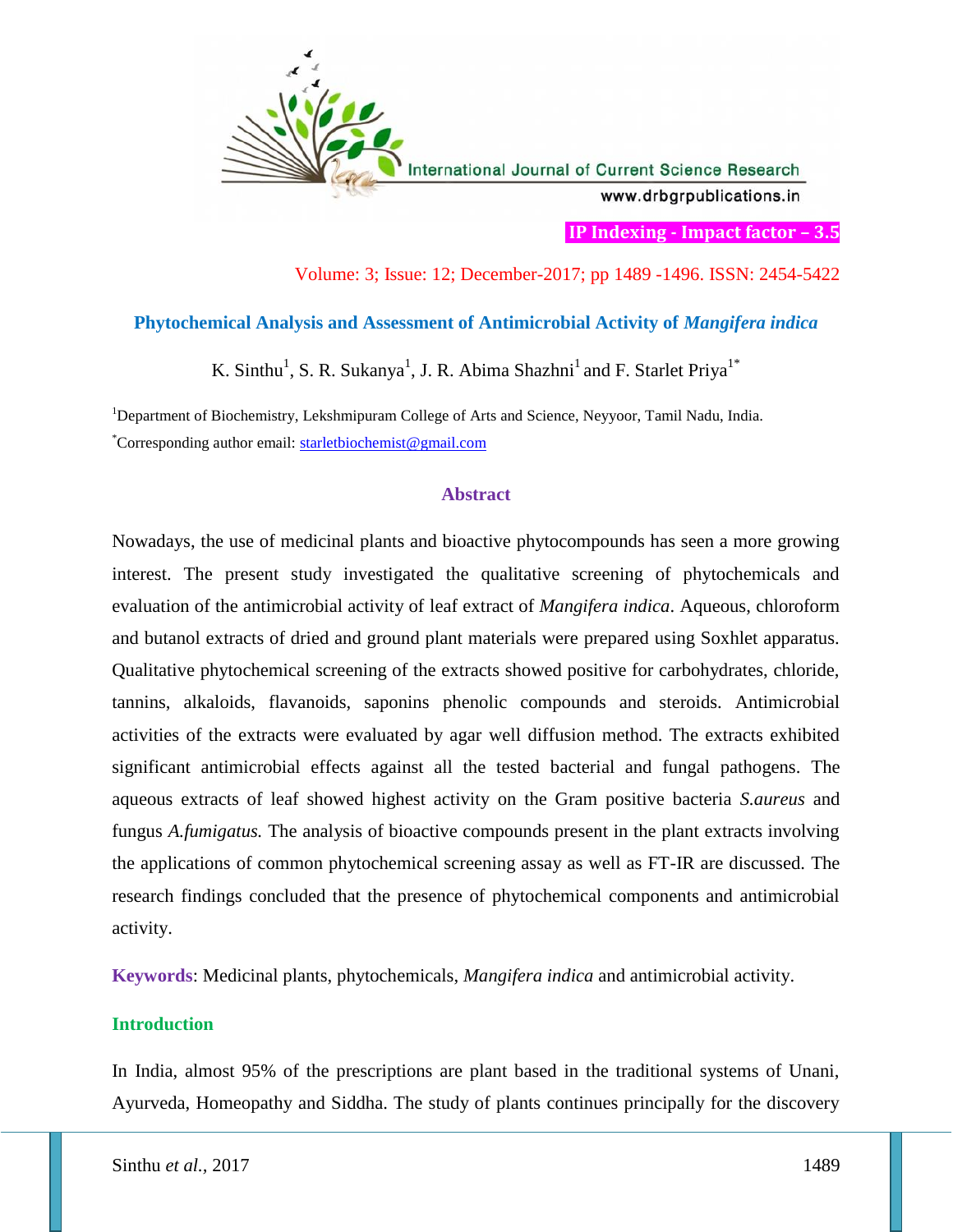# Phytochemical Analysis and Assessment of Antimicrobial Activity of *Mangifera indica*

K. Sinthu[1], S. R. Sukanya[1], J. R. Abima Shazhni[1] and F. Starlet Priya[1*]

[1]Department of Biochemistry, Lekshmipuram College of Arts and Science, Neyyoor, Tamil Nadu, India.

[*]Corresponding author email: starletbiochemist@gmail.com

## Abstract

Nowadays, the use of medicinal plants and bioactive phytocompounds has seen a more growing interest. The present study investigated the qualitative screening of phytochemicals and evaluation of the antimicrobial activity of leaf extract of *Mangifera indica*. Aqueous, chloroform and butanol extracts of dried and ground plant materials were prepared using Soxhlet apparatus. Qualitative phytochemical screening of the extracts showed positive for carbohydrates, chloride, tannins, alkaloids, flavanoids, saponins phenolic compounds and steroids. Antimicrobial activities of the extracts were evaluated by agar well diffusion method. The extracts exhibited significant antimicrobial effects against all the tested bacterial and fungal pathogens. The aqueous extracts of leaf showed highest activity on the Gram positive bacteria *S.aureus* and fungus *A.fumigatus.* The analysis of bioactive compounds present in the plant extracts involving the applications of common phytochemical screening assay as well as FT-IR are discussed. The research findings concluded that the presence of phytochemical components and antimicrobial activity.

**Keywords**: Medicinal plants, phytochemicals, *Mangifera indica* and antimicrobial activity.

## Introduction

In India, almost 95% of the prescriptions are plant based in the traditional systems of Unani, Ayurveda, Homeopathy and Siddha. The study of plants continues principally for the discovery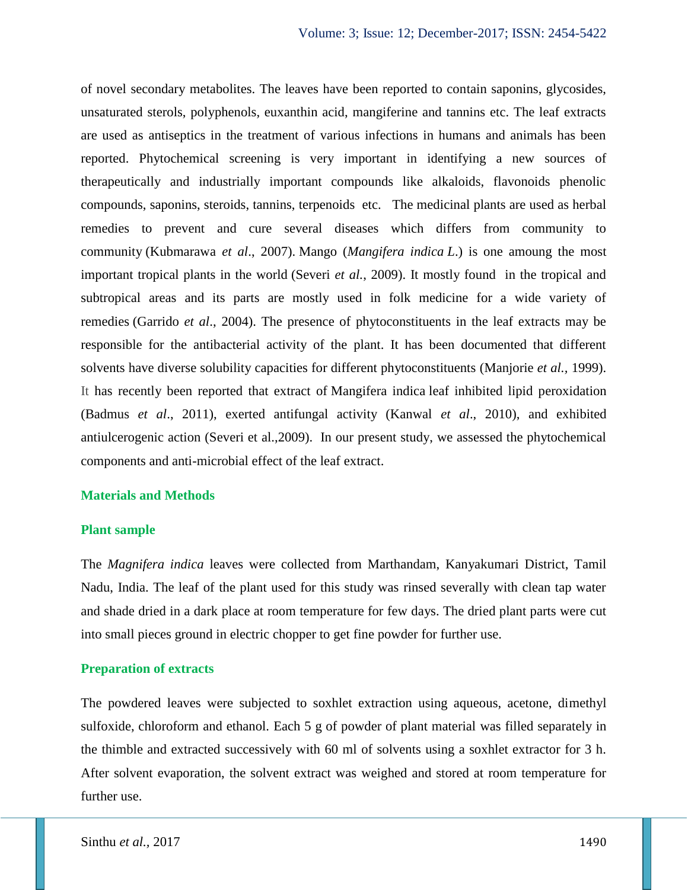of novel secondary metabolites. The leaves have been reported to contain saponins, glycosides, unsaturated sterols, polyphenols, euxanthin acid, mangiferine and tannins etc. The leaf extracts are used as antiseptics in the treatment of various infections in humans and animals has been reported. Phytochemical screening is very important in identifying a new sources of therapeutically and industrially important compounds like alkaloids, flavonoids phenolic compounds, saponins, steroids, tannins, terpenoids etc. The medicinal plants are used as herbal remedies to prevent and cure several diseases which differs from community to community (Kubmarawa *et al*., 2007). Mango (*Mangifera indica L.*) is one amoung the most important tropical plants in the world (Severi *et al.*, 2009). It mostly found in the tropical and subtropical areas and its parts are mostly used in folk medicine for a wide variety of remedies (Garrido *et al*., 2004). The presence of phytoconstituents in the leaf extracts may be responsible for the antibacterial activity of the plant. It has been documented that different solvents have diverse solubility capacities for different phytoconstituents (Manjorie *et al.*, 1999). It has recently been reported that extract of Mangifera indica leaf inhibited lipid peroxidation (Badmus *et al*., 2011), exerted antifungal activity (Kanwal *et al*., 2010), and exhibited antiulcerogenic action (Severi et al.,2009). In our present study, we assessed the phytochemical components and anti-microbial effect of the leaf extract.

## Materials and Methods

### Plant sample

The *Magnifera indica* leaves were collected from Marthandam, Kanyakumari District, Tamil Nadu, India. The leaf of the plant used for this study was rinsed severally with clean tap water and shade dried in a dark place at room temperature for few days. The dried plant parts were cut into small pieces ground in electric chopper to get fine powder for further use.

### Preparation of extracts

The powdered leaves were subjected to soxhlet extraction using aqueous, acetone, dimethyl sulfoxide, chloroform and ethanol. Each 5 g of powder of plant material was filled separately in the thimble and extracted successively with 60 ml of solvents using a soxhlet extractor for 3 h. After solvent evaporation, the solvent extract was weighed and stored at room temperature for further use.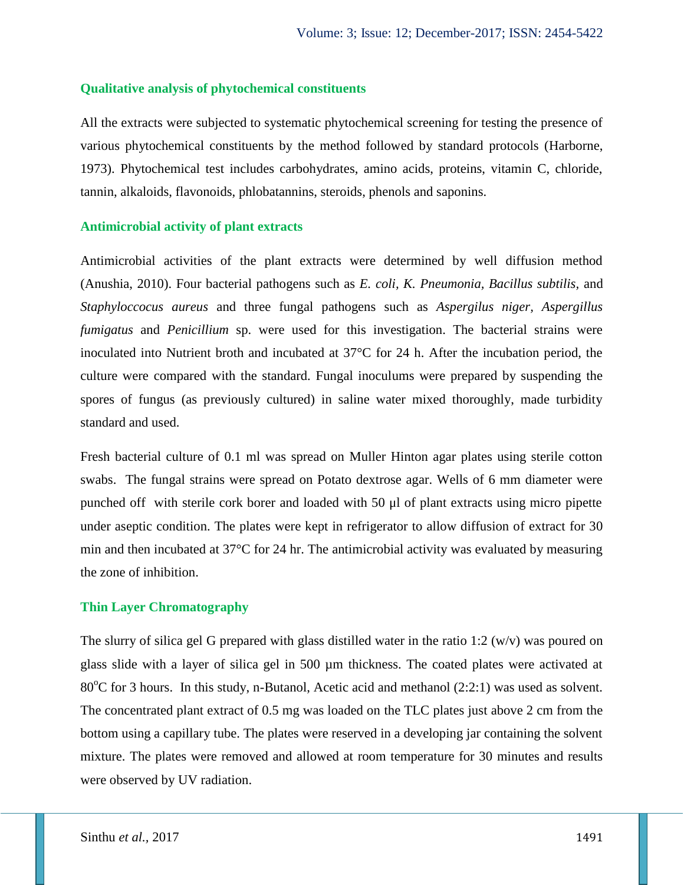### Qualitative analysis of phytochemical constituents

All the extracts were subjected to systematic phytochemical screening for testing the presence of various phytochemical constituents by the method followed by standard protocols (Harborne, 1973). Phytochemical test includes carbohydrates, amino acids, proteins, vitamin C, chloride, tannin, alkaloids, flavonoids, phlobatannins, steroids, phenols and saponins.

### Antimicrobial activity of plant extracts

Antimicrobial activities of the plant extracts were determined by well diffusion method (Anushia, 2010). Four bacterial pathogens such as *E. coli, K. Pneumonia, Bacillus subtilis,* and *Staphyloccocus aureus* and three fungal pathogens such as *Aspergillus niger, Aspergillus fumigatus* and *Penicillium* sp. were used for this investigation. The bacterial strains were inoculated into Nutrient broth and incubated at 37°C for 24 h. After the incubation period, the culture were compared with the standard. Fungal inoculums were prepared by suspending the spores of fungus (as previously cultured) in saline water mixed thoroughly, made turbidity standard and used.

Fresh bacterial culture of 0.1 ml was spread on Muller Hinton agar plates using sterile cotton swabs. The fungal strains were spread on Potato dextrose agar. Wells of 6 mm diameter were punched off with sterile cork borer and loaded with 50 µl of plant extracts using micro pipette under aseptic condition. The plates were kept in refrigerator to allow diffusion of extract for 30 min and then incubated at 37°C for 24 hr. The antimicrobial activity was evaluated by measuring the zone of inhibition.

### Thin Layer Chromatography

The slurry of silica gel G prepared with glass distilled water in the ratio 1:2 (w/v) was poured on glass slide with a layer of silica gel in 500 µm thickness. The coated plates were activated at $80^{o}$C for 3 hours. In this study, n-Butanol, Acetic acid and methanol (2:2:1) was used as solvent. The concentrated plant extract of 0.5 mg was loaded on the TLC plates just above 2 cm from the bottom using a capillary tube. The plates were reserved in a developing jar containing the solvent mixture. The plates were removed and allowed at room temperature for 30 minutes and results were observed by UV radiation.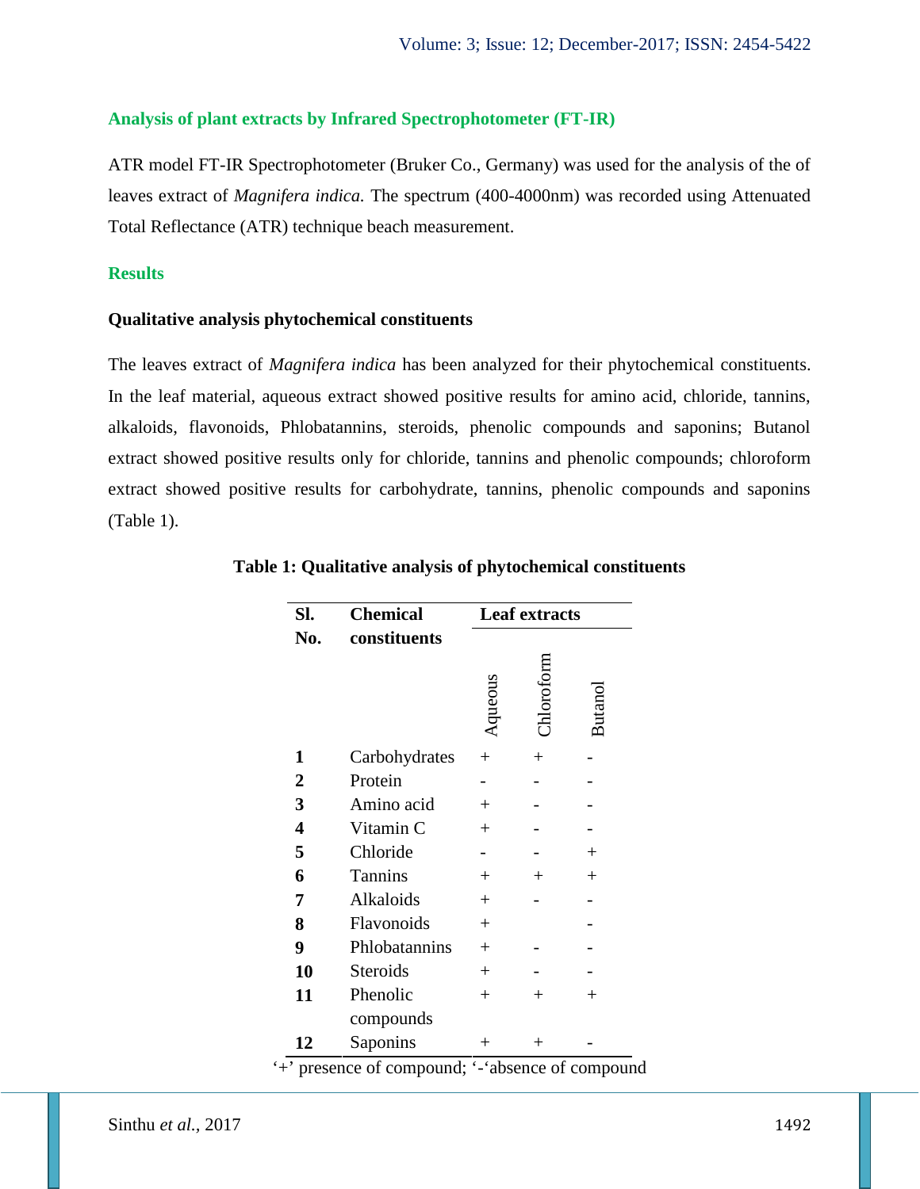### Analysis of plant extracts by Infrared Spectrophotometer (FT-IR)

ATR model FT-IR Spectrophotometer (Bruker Co., Germany) was used for the analysis of the of leaves extract of *Magnifera indica.* The spectrum (400-4000nm) was recorded using Attenuated Total Reflectance (ATR) technique beach measurement.

## Results

### Qualitative analysis phytochemical constituents

The leaves extract of *Magnifera indica* has been analyzed for their phytochemical constituents. In the leaf material, aqueous extract showed positive results for amino acid, chloride, tannins, alkaloids, flavonoids, Phlobatannins, steroids, phenolic compounds and saponins; Butanol extract showed positive results only for chloride, tannins and phenolic compounds; chloroform extract showed positive results for carbohydrate, tannins, phenolic compounds and saponins (Table 1).

**Table 1: Qualitative analysis of phytochemical constituents**

| Sl. No. | Chemical constituents | Leaf extracts | | |
|---|---|---|---|---|
| | | Aqueous | Chloroform | Butanol |
| **1** | Carbohydrates | + | + | - |
| **2** | Protein | - | - | - |
| **3** | Amino acid | + | - | - |
| **4** | Vitamin C | + | - | - |
| **5** | Chloride | - | - | + |
| **6** | Tannins | + | + | + |
| **7** | Alkaloids | + | - | - |
| **8** | Flavonoids | + | | - |
| **9** | Phlobatannins | + | - | - |
| **10** | Steroids | + | - | - |
| **11** | Phenolic compounds | + | + | + |
| **12** | Saponins | + | + | - |

'+' presence of compound; '-'absence of compound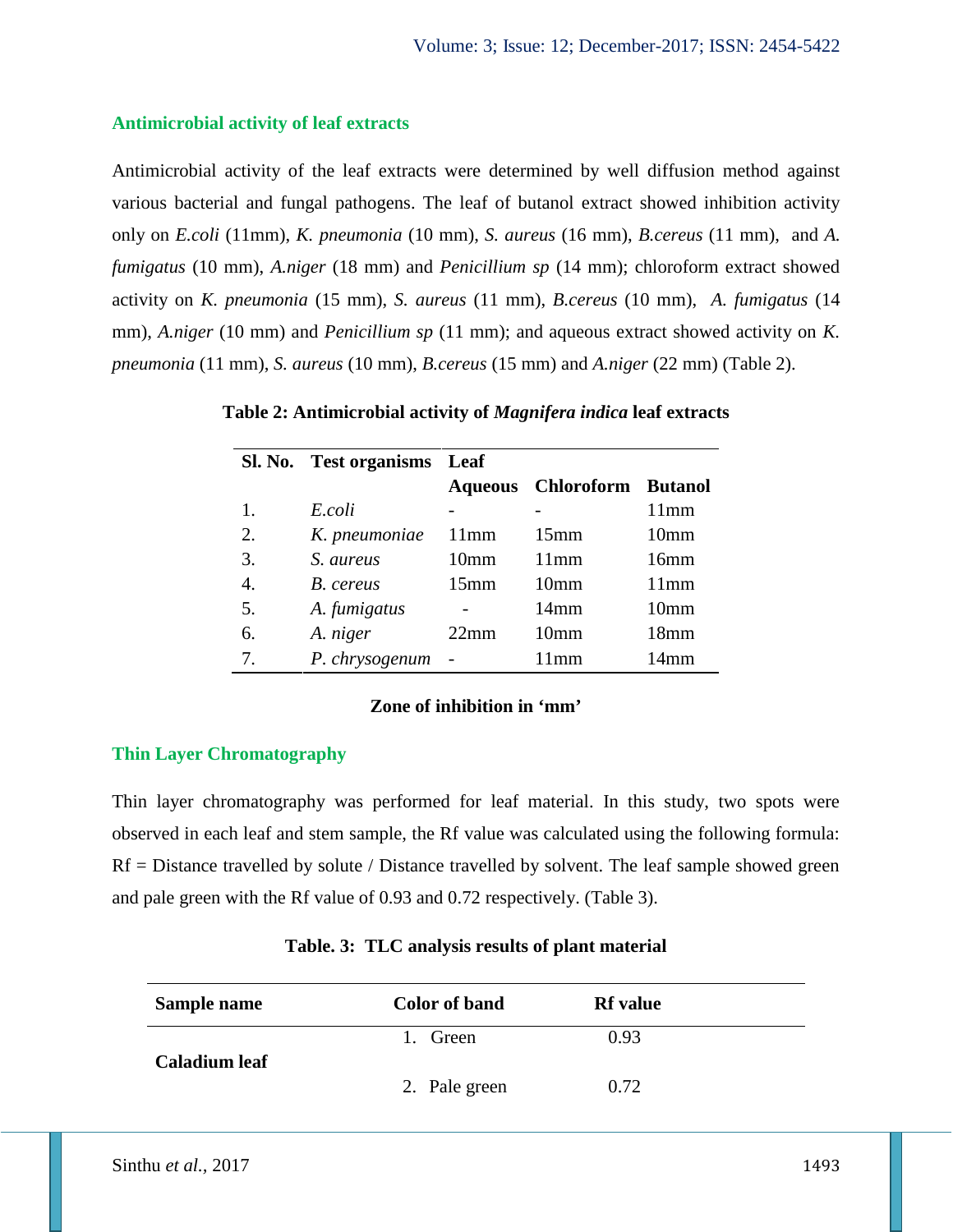## Antimicrobial activity of leaf extracts

Antimicrobial activity of the leaf extracts were determined by well diffusion method against various bacterial and fungal pathogens. The leaf of butanol extract showed inhibition activity only on *E.coli* (11mm), *K. pneumonia* (10 mm), *S. aureus* (16 mm), *B.cereus* (11 mm), and *A. fumigatus* (10 mm), *A.niger* (18 mm) and *Penicillium sp* (14 mm); chloroform extract showed activity on *K. pneumonia* (15 mm), *S. aureus* (11 mm), *B.cereus* (10 mm), *A. fumigatus* (14 mm), *A.niger* (10 mm) and *Penicillium sp* (11 mm); and aqueous extract showed activity on *K. pneumonia* (11 mm), *S. aureus* (10 mm), *B.cereus* (15 mm) and *A.niger* (22 mm) (Table 2).

**Table 2: Antimicrobial activity of *Magnifera indica* leaf extracts**

| Sl. No. | Test organisms | Leaf | | |
|---|---|---|---|---|
| | | Aqueous | Chloroform | Butanol |
| 1. | *E.coli* | - | - | 11mm |
| 2. | *K. pneumoniae* | 11mm | 15mm | 10mm |
| 3. | *S. aureus* | 10mm | 11mm | 16mm |
| 4. | *B. cereus* | 15mm | 10mm | 11mm |
| 5. | *A. fumigatus* | - | 14mm | 10mm |
| 6. | *A. niger* | 22mm | 10mm | 18mm |
| 7. | *P. chrysogenum* | - | 11mm | 14mm |

**Zone of inhibition in 'mm'**

## Thin Layer Chromatography

Thin layer chromatography was performed for leaf material. In this study, two spots were observed in each leaf and stem sample, the Rf value was calculated using the following formula: Rf = Distance travelled by solute / Distance travelled by solvent. The leaf sample showed green and pale green with the Rf value of 0.93 and 0.72 respectively. (Table 3).

**Table. 3: TLC analysis results of plant material**

| Sample name | Color of band | Rf value |
|---|---|---|
| **Caladium leaf** | 1. Green | 0.93 |
| | 2. Pale green | 0.72 |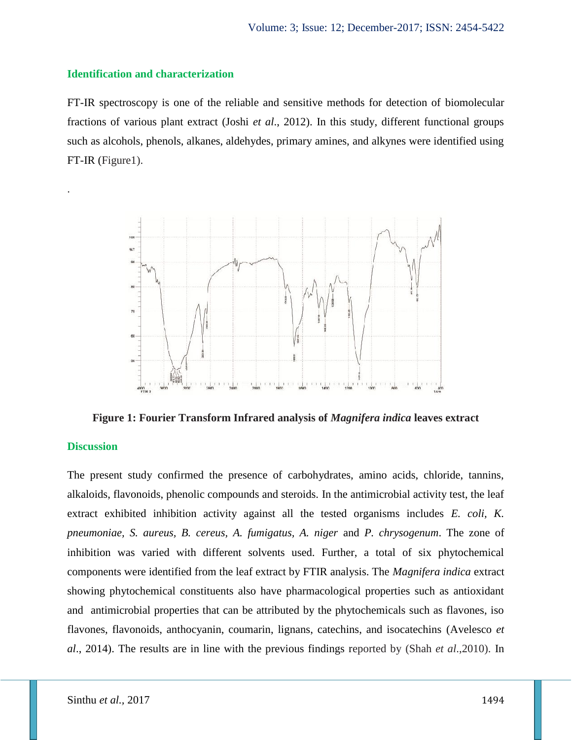### Identification and characterization

FT-IR spectroscopy is one of the reliable and sensitive methods for detection of biomolecular fractions of various plant extract (Joshi *et al*., 2012). In this study, different functional groups such as alcohols, phenols, alkanes, aldehydes, primary amines, and alkynes were identified using FT-IR (Figure1).

.

**Figure 1: Fourier Transform Infrared analysis of *Magnifera indica* leaves extract**

### Discussion

The present study confirmed the presence of carbohydrates, amino acids, chloride, tannins, alkaloids, flavonoids, phenolic compounds and steroids. In the antimicrobial activity test, the leaf extract exhibited inhibition activity against all the tested organisms includes *E. coli, K. pneumoniae, S. aureus, B. cereus, A. fumigatus, A. niger* and *P. chrysogenum*. The zone of inhibition was varied with different solvents used. Further, a total of six phytochemical components were identified from the leaf extract by FTIR analysis. The *Magnifera indica* extract showing phytochemical constituents also have pharmacological properties such as antioxidant and antimicrobial properties that can be attributed by the phytochemicals such as flavones, iso flavones, flavonoids, anthocyanin, coumarin, lignans, catechins, and isocatechins (Avelesco *et al*., 2014). The results are in line with the previous findings reported by (Shah *et al*.,2010). In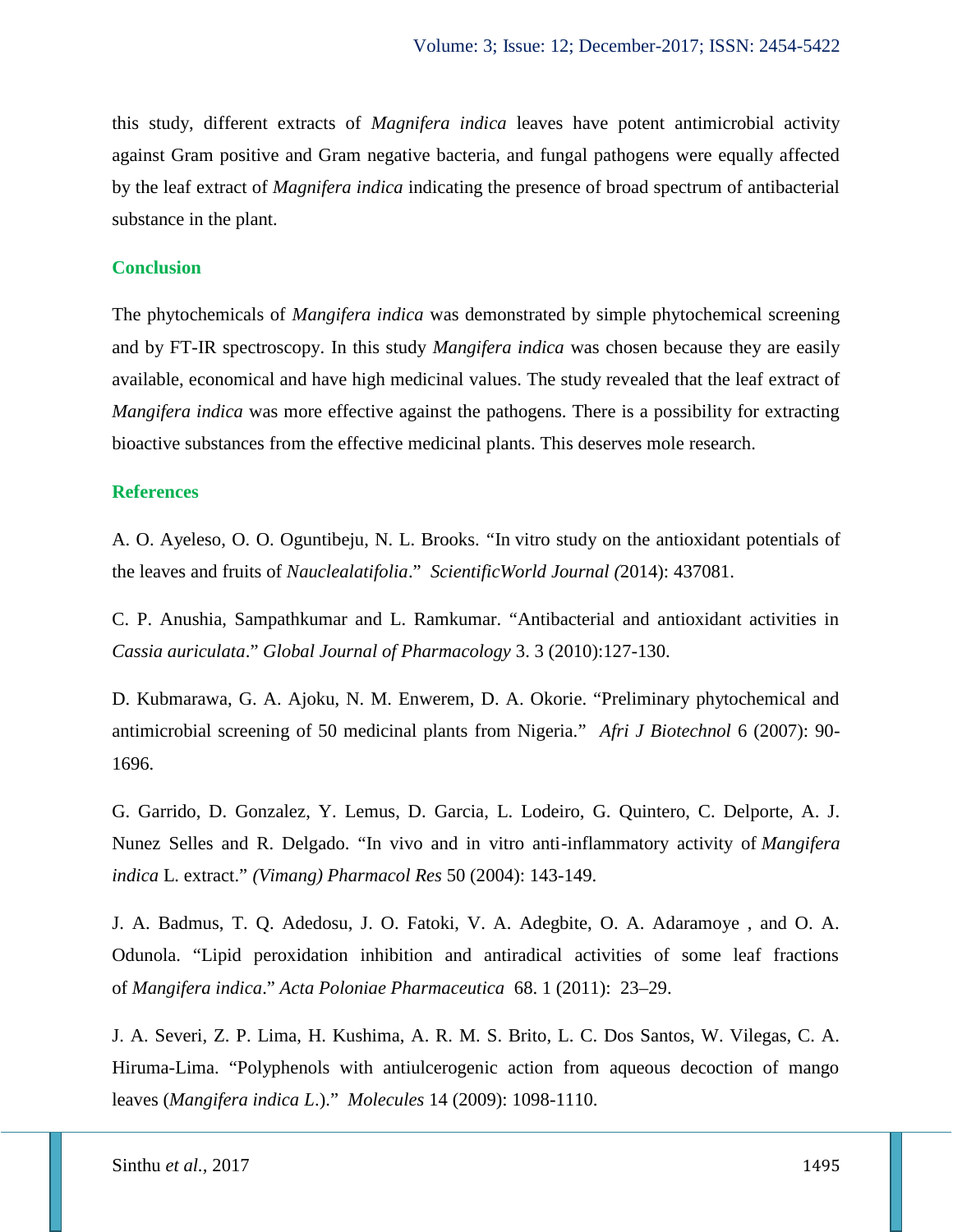this study, different extracts of *Magnifera indica* leaves have potent antimicrobial activity against Gram positive and Gram negative bacteria, and fungal pathogens were equally affected by the leaf extract of *Magnifera indica* indicating the presence of broad spectrum of antibacterial substance in the plant.

## Conclusion

The phytochemicals of *Mangifera indica* was demonstrated by simple phytochemical screening and by FT-IR spectroscopy. In this study *Mangifera indica* was chosen because they are easily available, economical and have high medicinal values. The study revealed that the leaf extract of *Mangifera indica* was more effective against the pathogens. There is a possibility for extracting bioactive substances from the effective medicinal plants. This deserves mole research.

## References

A. O. Ayeleso, O. O. Oguntibeju, N. L. Brooks. "In vitro study on the antioxidant potentials of the leaves and fruits of *Nauclealatifolia*." *ScientificWorld Journal (*2014): 437081.

C. P. Anushia, Sampathkumar and L. Ramkumar. "Antibacterial and antioxidant activities in *Cassia auriculata*." *Global Journal of Pharmacology* 3. 3 (2010):127-130.

D. Kubmarawa, G. A. Ajoku, N. M. Enwerem, D. A. Okorie. "Preliminary phytochemical and antimicrobial screening of 50 medicinal plants from Nigeria." *Afri J Biotechnol* 6 (2007): 90-1696.

G. Garrido, D. Gonzalez, Y. Lemus, D. Garcia, L. Lodeiro, G. Quintero, C. Delporte, A. J. Nunez Selles and R. Delgado. "In vivo and in vitro anti-inflammatory activity of *Mangifera indica* L. extract." *(Vimang) Pharmacol Res* 50 (2004): 143-149.

J. A. Badmus, T. Q. Adedosu, J. O. Fatoki, V. A. Adegbite, O. A. Adaramoye , and O. A. Odunola. "Lipid peroxidation inhibition and antiradical activities of some leaf fractions of *Mangifera indica*." *Acta Poloniae Pharmaceutica* 68. 1 (2011): 23–29.

J. A. Severi, Z. P. Lima, H. Kushima, A. R. M. S. Brito, L. C. Dos Santos, W. Vilegas, C. A. Hiruma-Lima. "Polyphenols with antiulcerogenic action from aqueous decoction of mango leaves (*Mangifera indica L.*)." *Molecules* 14 (2009): 1098-1110.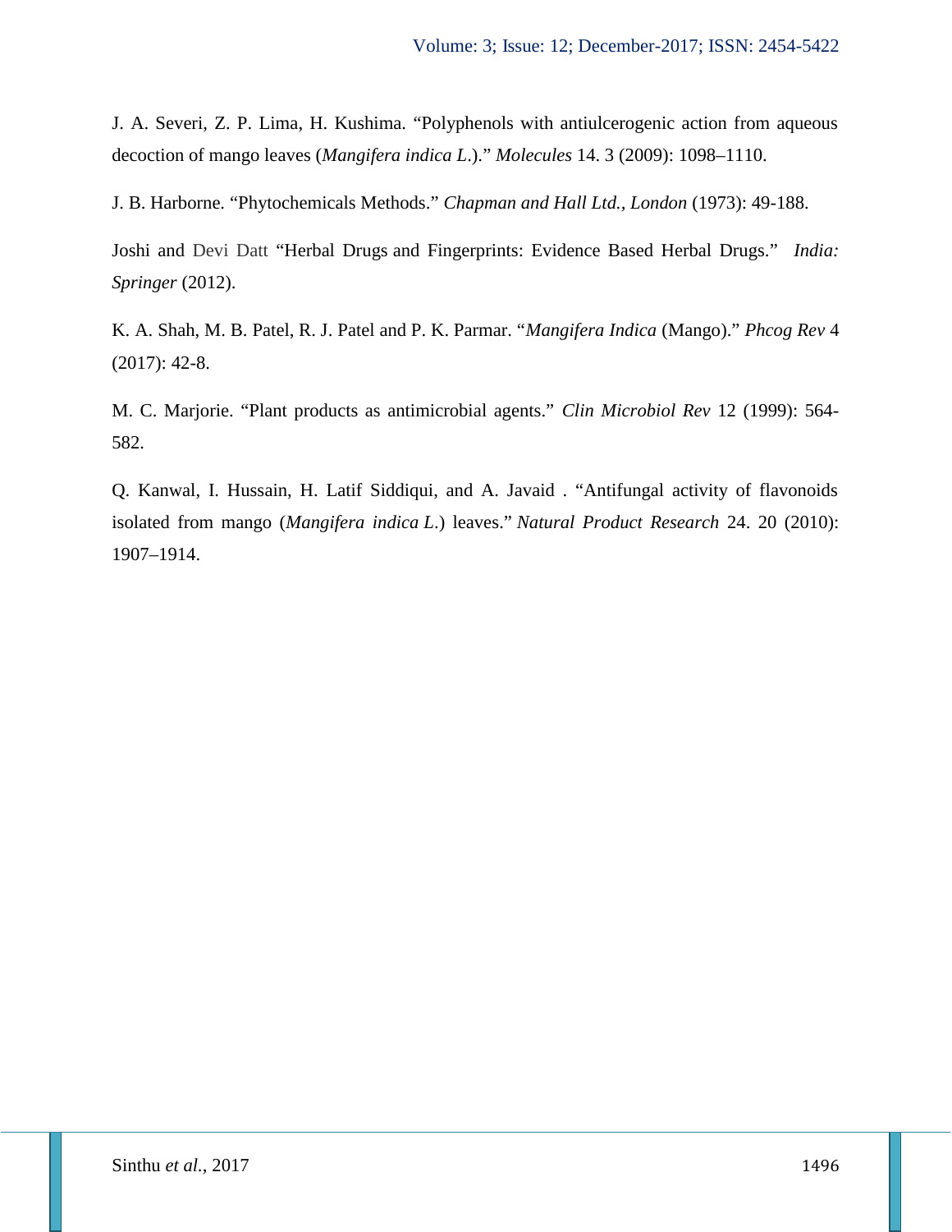J. A. Severi, Z. P. Lima, H. Kushima. "Polyphenols with antiulcerogenic action from aqueous decoction of mango leaves (*Mangifera indica L*.)." *Molecules* 14. 3 (2009): 1098–1110.

J. B. Harborne. "Phytochemicals Methods." *Chapman and Hall Ltd., London* (1973): 49-188.

Joshi and Devi Datt "Herbal Drugs and Fingerprints: Evidence Based Herbal Drugs." *India: Springer* (2012).

K. A. Shah, M. B. Patel, R. J. Patel and P. K. Parmar. "*Mangifera Indica* (Mango)." *Phcog Rev* 4 (2017): 42-8.

M. C. Marjorie. "Plant products as antimicrobial agents." *Clin Microbiol Rev* 12 (1999): 564-582.

Q. Kanwal, I. Hussain, H. Latif Siddiqui, and A. Javaid . "Antifungal activity of flavonoids isolated from mango (*Mangifera indica L*.) leaves." *Natural Product Research* 24. 20 (2010): 1907–1914.